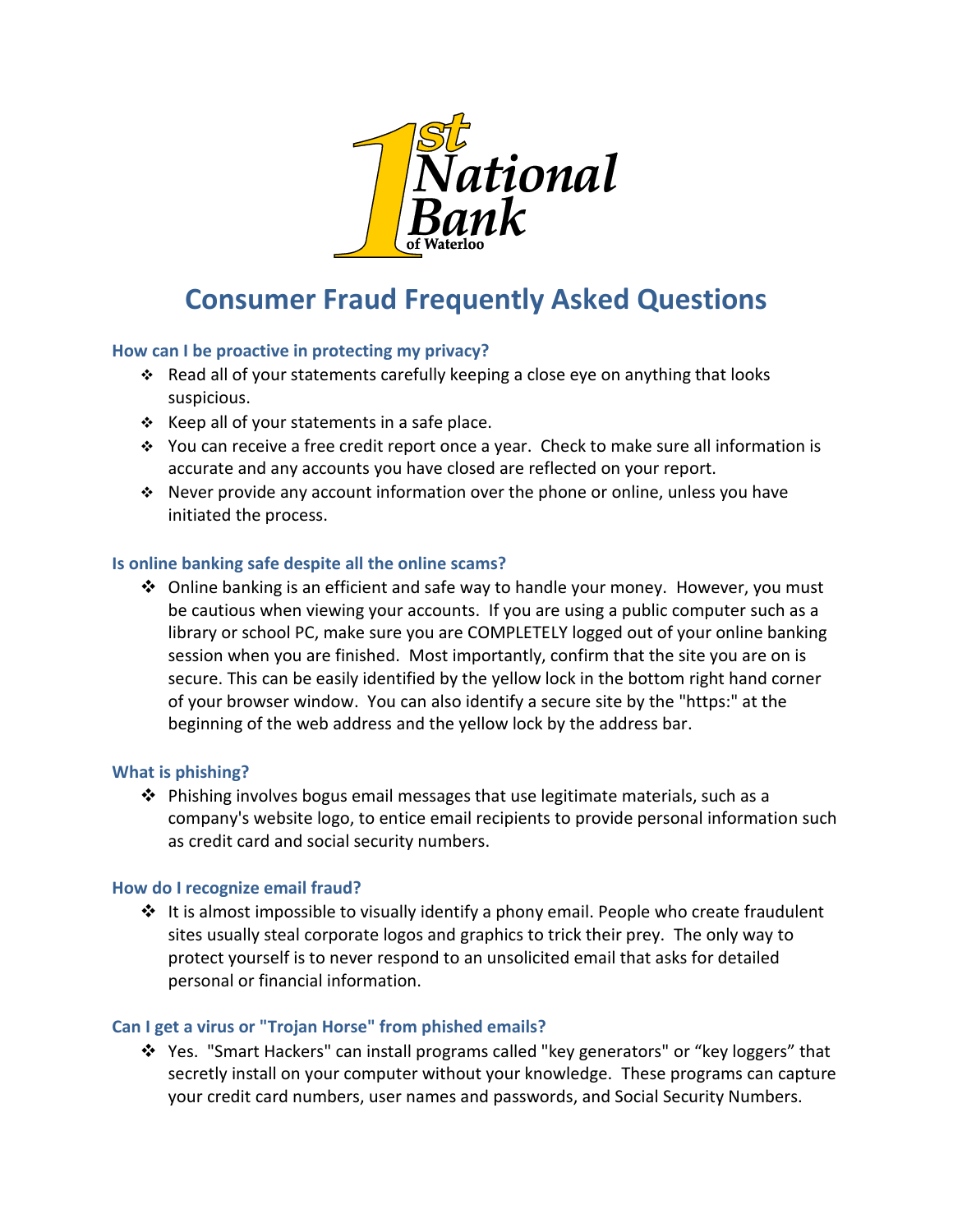1st National Bank of Waterloo

# Consumer Fraud Frequently Asked Questions

### How can I be proactive in protecting my privacy?

- Read all of your statements carefully keeping a close eye on anything that looks suspicious.
- Keep all of your statements in a safe place.
- You can receive a free credit report once a year. Check to make sure all information is accurate and any accounts you have closed are reflected on your report.
- Never provide any account information over the phone or online, unless you have initiated the process.

### Is online banking safe despite all the online scams?

- Online banking is an efficient and safe way to handle your money. However, you must be cautious when viewing your accounts. If you are using a public computer such as a library or school PC, make sure you are COMPLETELY logged out of your online banking session when you are finished. Most importantly, confirm that the site you are on is secure. This can be easily identified by the yellow lock in the bottom right hand corner of your browser window. You can also identify a secure site by the "https:" at the beginning of the web address and the yellow lock by the address bar.

### What is phishing?

- Phishing involves bogus email messages that use legitimate materials, such as a company's website logo, to entice email recipients to provide personal information such as credit card and social security numbers.

### How do I recognize email fraud?

- It is almost impossible to visually identify a phony email. People who create fraudulent sites usually steal corporate logos and graphics to trick their prey. The only way to protect yourself is to never respond to an unsolicited email that asks for detailed personal or financial information.

### Can I get a virus or "Trojan Horse" from phished emails?

- Yes. "Smart Hackers" can install programs called "key generators" or “key loggers” that secretly install on your computer without your knowledge. These programs can capture your credit card numbers, user names and passwords, and Social Security Numbers.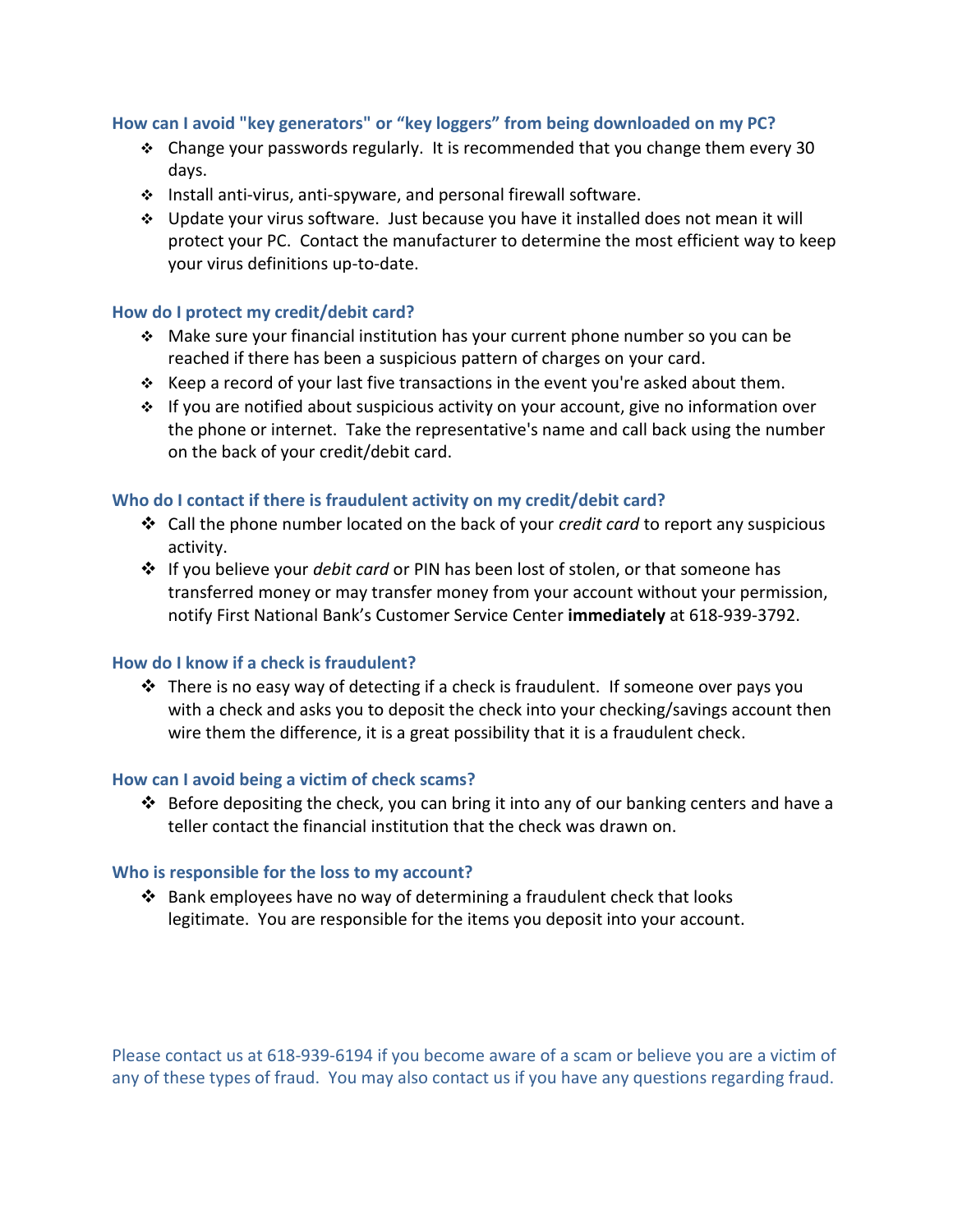### How can I avoid "key generators" or "key loggers" from being downloaded on my PC?

- Change your passwords regularly. It is recommended that you change them every 30 days.
- Install anti-virus, anti-spyware, and personal firewall software.
- Update your virus software. Just because you have it installed does not mean it will protect your PC. Contact the manufacturer to determine the most efficient way to keep your virus definitions up-to-date.

### How do I protect my credit/debit card?

- Make sure your financial institution has your current phone number so you can be reached if there has been a suspicious pattern of charges on your card.
- Keep a record of your last five transactions in the event you're asked about them.
- If you are notified about suspicious activity on your account, give no information over the phone or internet. Take the representative's name and call back using the number on the back of your credit/debit card.

### Who do I contact if there is fraudulent activity on my credit/debit card?

- Call the phone number located on the back of your *credit card* to report any suspicious activity.
- If you believe your *debit card* or PIN has been lost of stolen, or that someone has transferred money or may transfer money from your account without your permission, notify First National Bank's Customer Service Center **immediately** at 618-939-3792.

### How do I know if a check is fraudulent?

- There is no easy way of detecting if a check is fraudulent. If someone over pays you with a check and asks you to deposit the check into your checking/savings account then wire them the difference, it is a great possibility that it is a fraudulent check.

### How can I avoid being a victim of check scams?

- Before depositing the check, you can bring it into any of our banking centers and have a teller contact the financial institution that the check was drawn on.

### Who is responsible for the loss to my account?

- Bank employees have no way of determining a fraudulent check that looks legitimate. You are responsible for the items you deposit into your account.

Please contact us at 618-939-6194 if you become aware of a scam or believe you are a victim of any of these types of fraud. You may also contact us if you have any questions regarding fraud.